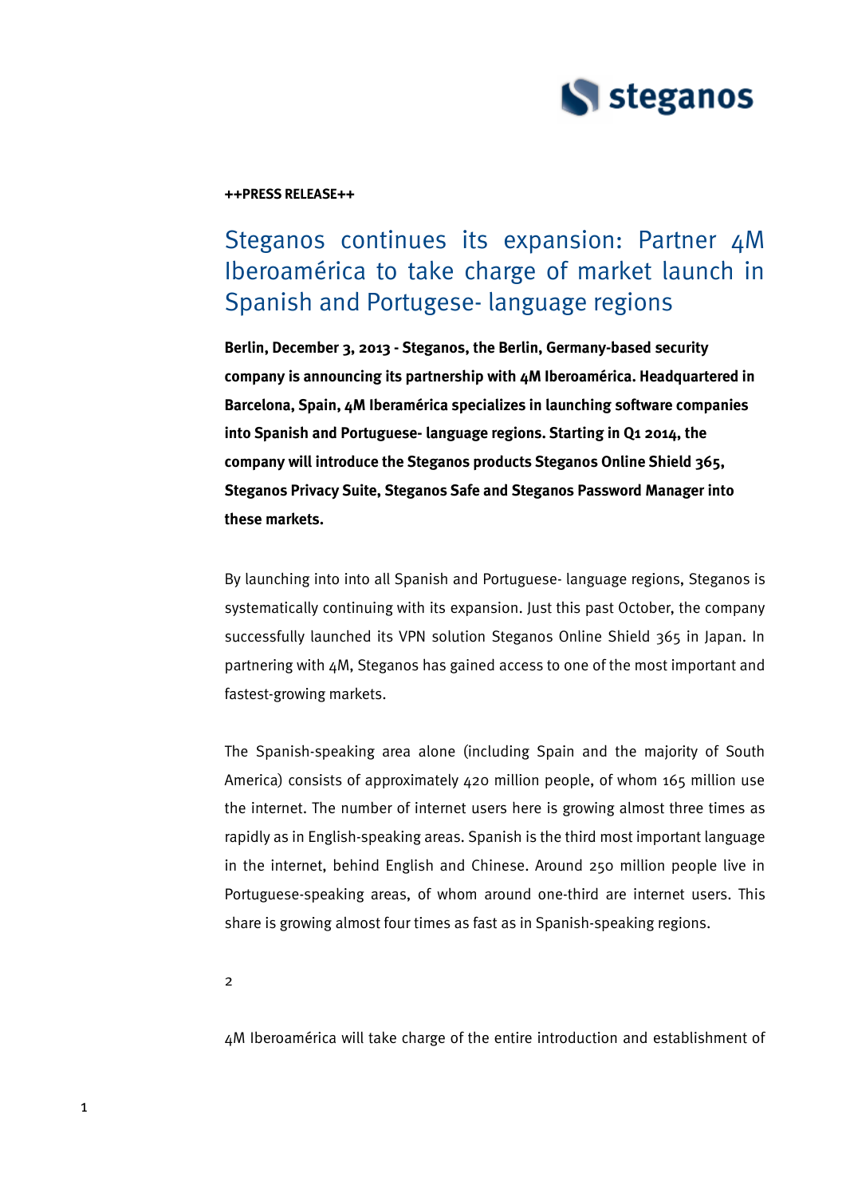**++PRESS RELEASE++**

# Steganos continues its expansion: Partner 4M Iberoamérica to take charge of market launch in Spanish and Portugese- language regions

**Berlin, December 3, 2013 - Steganos, the Berlin, Germany-based security company is announcing its partnership with 4M Iberoamérica. Headquartered in Barcelona, Spain, 4M Iberamérica specializes in launching software companies into Spanish and Portuguese- language regions. Starting in Q1 2014, the company will introduce the Steganos products Steganos Online Shield 365, Steganos Privacy Suite, Steganos Safe and Steganos Password Manager into these markets.**

By launching into into all Spanish and Portuguese- language regions, Steganos is systematically continuing with its expansion. Just this past October, the company successfully launched its VPN solution Steganos Online Shield 365 in Japan. In partnering with 4M, Steganos has gained access to one of the most important and fastest-growing markets.

The Spanish-speaking area alone (including Spain and the majority of South America) consists of approximately 420 million people, of whom 165 million use the internet. The number of internet users here is growing almost three times as rapidly as in English-speaking areas. Spanish is the third most important language in the internet, behind English and Chinese. Around 250 million people live in Portuguese-speaking areas, of whom around one-third are internet users. This share is growing almost four times as fast as in Spanish-speaking regions.

2

4M Iberoamérica will take charge of the entire introduction and establishment of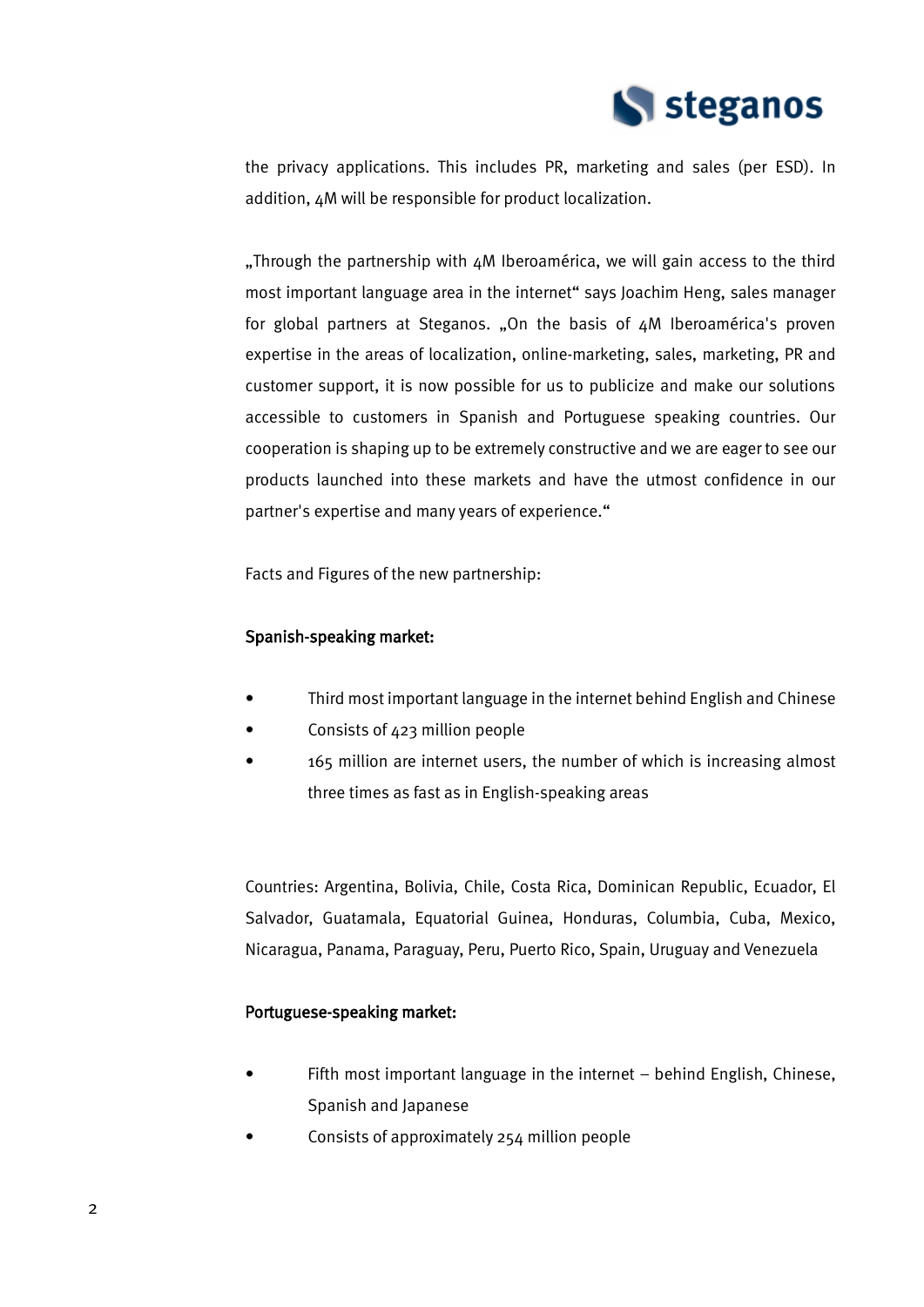the privacy applications. This includes PR, marketing and sales (per ESD). In addition, 4M will be responsible for product localization.

„Through the partnership with 4M Iberoamérica, we will gain access to the third most important language area in the internet“ says Joachim Heng, sales manager for global partners at Steganos. „On the basis of 4M Iberoamérica's proven expertise in the areas of localization, online-marketing, sales, marketing, PR and customer support, it is now possible for us to publicize and make our solutions accessible to customers in Spanish and Portuguese speaking countries. Our cooperation is shaping up to be extremely constructive and we are eager to see our products launched into these markets and have the utmost confidence in our partner's expertise and many years of experience.“

Facts and Figures of the new partnership:

**Spanish-speaking market:**

- Third most important language in the internet behind English and Chinese
- Consists of 423 million people
- 165 million are internet users, the number of which is increasing almost three times as fast as in English-speaking areas

Countries: Argentina, Bolivia, Chile, Costa Rica, Dominican Republic, Ecuador, El Salvador, Guatamala, Equatorial Guinea, Honduras, Columbia, Cuba, Mexico, Nicaragua, Panama, Paraguay, Peru, Puerto Rico, Spain, Uruguay and Venezuela

**Portuguese-speaking market:**

- Fifth most important language in the internet – behind English, Chinese, Spanish and Japanese
- Consists of approximately 254 million people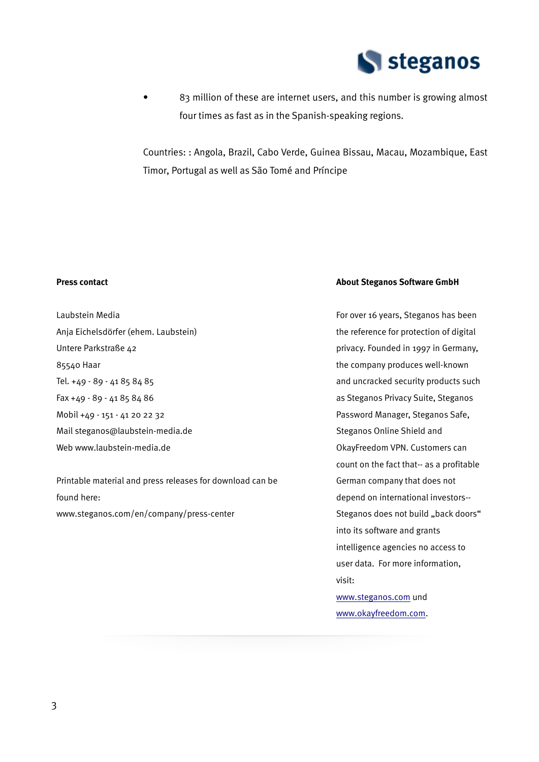- 83 million of these are internet users, and this number is growing almost four times as fast as in the Spanish-speaking regions.

Countries: : Angola, Brazil, Cabo Verde, Guinea Bissau, Macau, Mozambique, East Timor, Portugal as well as São Tomé and Príncipe

**Press contact**

Laubstein Media
Anja Eichelsdörfer (ehem. Laubstein)
Untere Parkstraße 42
85540 Haar
Tel. +49 - 89 - 41 85 84 85
Fax +49 - 89 - 41 85 84 86
Mobil +49 - 151 - 41 20 22 32
Mail steganos@laubstein-media.de
Web www.laubstein-media.de

Printable material and press releases for download can be found here:
www.steganos.com/en/company/press-center

**About Steganos Software GmbH**

For over 16 years, Steganos has been the reference for protection of digital privacy. Founded in 1997 in Germany, the company produces well-known and uncracked security products such as Steganos Privacy Suite, Steganos Password Manager, Steganos Safe, Steganos Online Shield and OkayFreedom VPN. Customers can count on the fact that-- as a profitable German company that does not depend on international investors-- Steganos does not build „back doors“ into its software and grants intelligence agencies no access to user data. For more information, visit:
www.steganos.com und
www.okayfreedom.com.